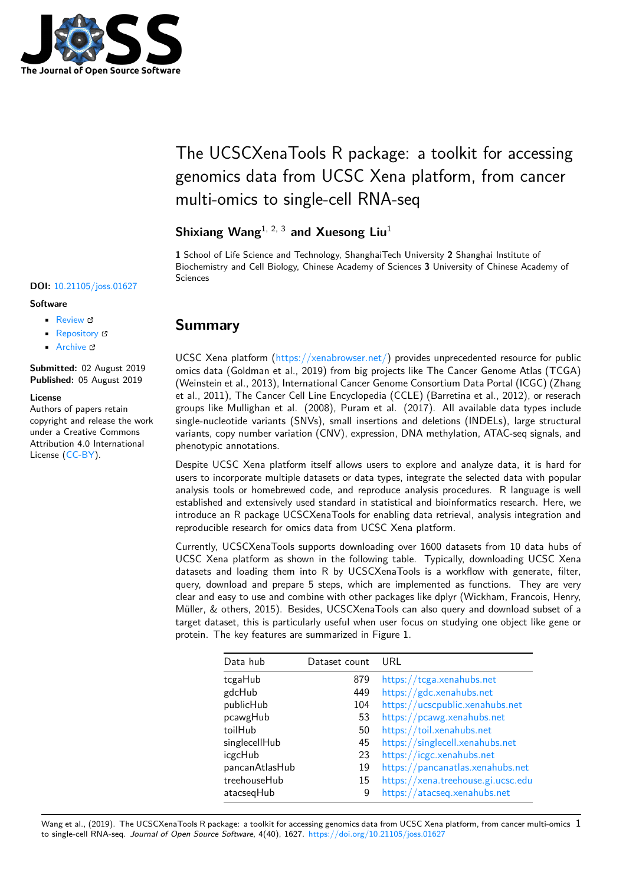# The UCSCXenaTools R package: a toolkit for accessing genomics data from UCSC Xena platform, from cancer multi-omics to single-cell RNA-seq

**Shixiang Wang**[1, 2, 3] **and Xuesong Liu**[1]

**1** School of Life Science and Technology, ShanghaiTech University **2** Shanghai Institute of Biochemistry and Cell Biology, Chinese Academy of Sciences **3** University of Chinese Academy of Sciences

**DOI:** 10.21105/joss.01627

**Software**

- Review
- Repository
- Archive

**Submitted:** 02 August 2019
**Published:** 05 August 2019

**License**
Authors of papers retain copyright and release the work under a Creative Commons Attribution 4.0 International License (CC-BY).

## Summary

UCSC Xena platform (https://xenabrowser.net/) provides unprecedented resource for public omics data (Goldman et al., 2019) from big projects like The Cancer Genome Atlas (TCGA) (Weinstein et al., 2013), International Cancer Genome Consortium Data Portal (ICGC) (Zhang et al., 2011), The Cancer Cell Line Encyclopedia (CCLE) (Barretina et al., 2012), or reserach groups like Mullighan et al. (2008), Puram et al. (2017). All available data types include single-nucleotide variants (SNVs), small insertions and deletions (INDELs), large structural variants, copy number variation (CNV), expression, DNA methylation, ATAC-seq signals, and phenotypic annotations.

Despite UCSC Xena platform itself allows users to explore and analyze data, it is hard for users to incorporate multiple datasets or data types, integrate the selected data with popular analysis tools or homebrewed code, and reproduce analysis procedures. R language is well established and extensively used standard in statistical and bioinformatics research. Here, we introduce an R package UCSCXenaTools for enabling data retrieval, analysis integration and reproducible research for omics data from UCSC Xena platform.

Currently, UCSCXenaTools supports downloading over 1600 datasets from 10 data hubs of UCSC Xena platform as shown in the following table. Typically, downloading UCSC Xena datasets and loading them into R by UCSCXenaTools is a workflow with generate, filter, query, download and prepare 5 steps, which are implemented as functions. They are very clear and easy to use and combine with other packages like dplyr (Wickham, Francois, Henry, Müller, & others, 2015). Besides, UCSCXenaTools can also query and download subset of a target dataset, this is particularly useful when user focus on studying one object like gene or protein. The key features are summarized in Figure 1.

| Data hub | Dataset count | URL |
|---|---|---|
| tcgaHub | 879 | https://tcga.xenahubs.net |
| gdcHub | 449 | https://gdc.xenahubs.net |
| publicHub | 104 | https://ucscpublic.xenahubs.net |
| pcawgHub | 53 | https://pcawg.xenahubs.net |
| toilHub | 50 | https://toil.xenahubs.net |
| singlecellHub | 45 | https://singlecell.xenahubs.net |
| icgcHub | 23 | https://icgc.xenahubs.net |
| pancanAtlasHub | 19 | https://pancanatlas.xenahubs.net |
| treehouseHub | 15 | https://xena.treehouse.gi.ucsc.edu |
| atacseqHub | 9 | https://atacseq.xenahubs.net |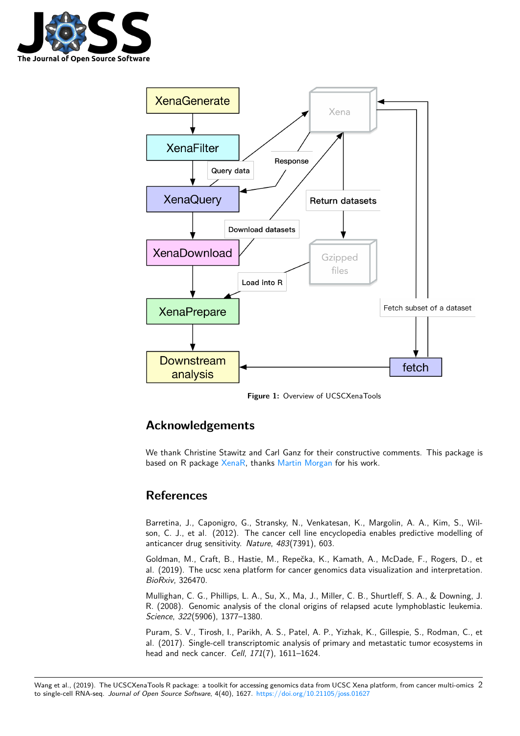Figure 1: Overview of UCSCXenaTools

## Acknowledgements

We thank Christine Stawitz and Carl Ganz for their constructive comments. This package is based on R package XenaR, thanks Martin Morgan for his work.

## References

Barretina, J., Caponigro, G., Stransky, N., Venkatesan, K., Margolin, A. A., Kim, S., Wilson, C. J., et al. (2012). The cancer cell line encyclopedia enables predictive modelling of anticancer drug sensitivity. *Nature*, *483*(7391), 603.

Goldman, M., Craft, B., Hastie, M., Repečka, K., Kamath, A., McDade, F., Rogers, D., et al. (2019). The ucsc xena platform for cancer genomics data visualization and interpretation. *BioRxiv*, 326470.

Mullighan, C. G., Phillips, L. A., Su, X., Ma, J., Miller, C. B., Shurtleff, S. A., & Downing, J. R. (2008). Genomic analysis of the clonal origins of relapsed acute lymphoblastic leukemia. *Science*, *322*(5906), 1377–1380.

Puram, S. V., Tirosh, I., Parikh, A. S., Patel, A. P., Yizhak, K., Gillespie, S., Rodman, C., et al. (2017). Single-cell transcriptomic analysis of primary and metastatic tumor ecosystems in head and neck cancer. *Cell*, *171*(7), 1611–1624.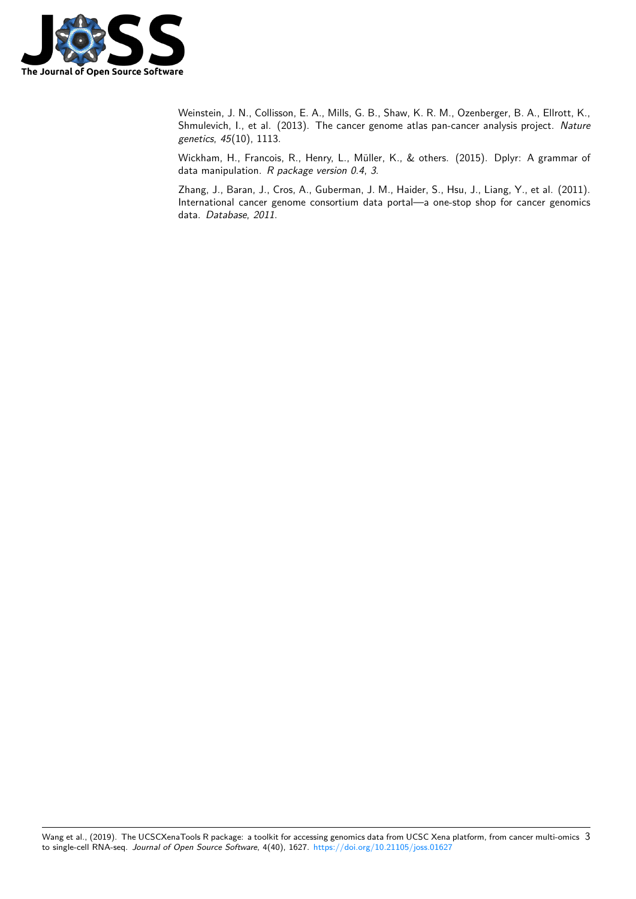Weinstein, J. N., Collisson, E. A., Mills, G. B., Shaw, K. R. M., Ozenberger, B. A., Ellrott, K., Shmulevich, I., et al. (2013). The cancer genome atlas pan-cancer analysis project. *Nature genetics*, *45*(10), 1113.

Wickham, H., Francois, R., Henry, L., Müller, K., & others. (2015). Dplyr: A grammar of data manipulation. *R package version 0.4*, *3*.

Zhang, J., Baran, J., Cros, A., Guberman, J. M., Haider, S., Hsu, J., Liang, Y., et al. (2011). International cancer genome consortium data portal—a one-stop shop for cancer genomics data. *Database*, *2011*.